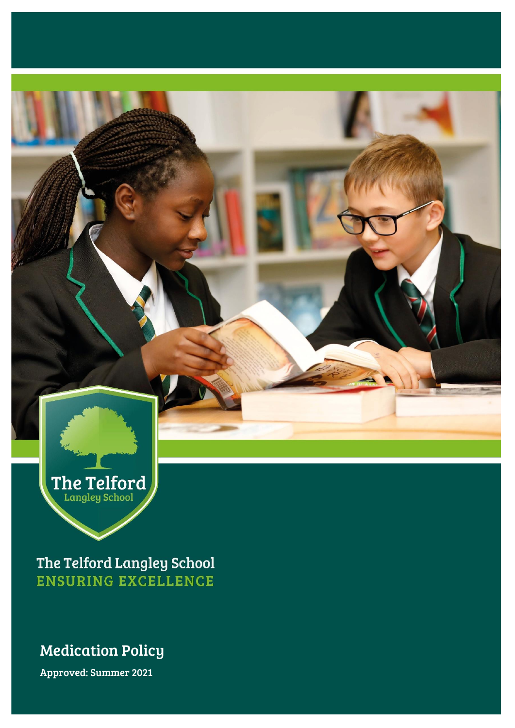The Telford
Langley School

The Telford Langley School
ENSURING EXCELLENCE

# Medication Policy

**Approved: Summer 2021**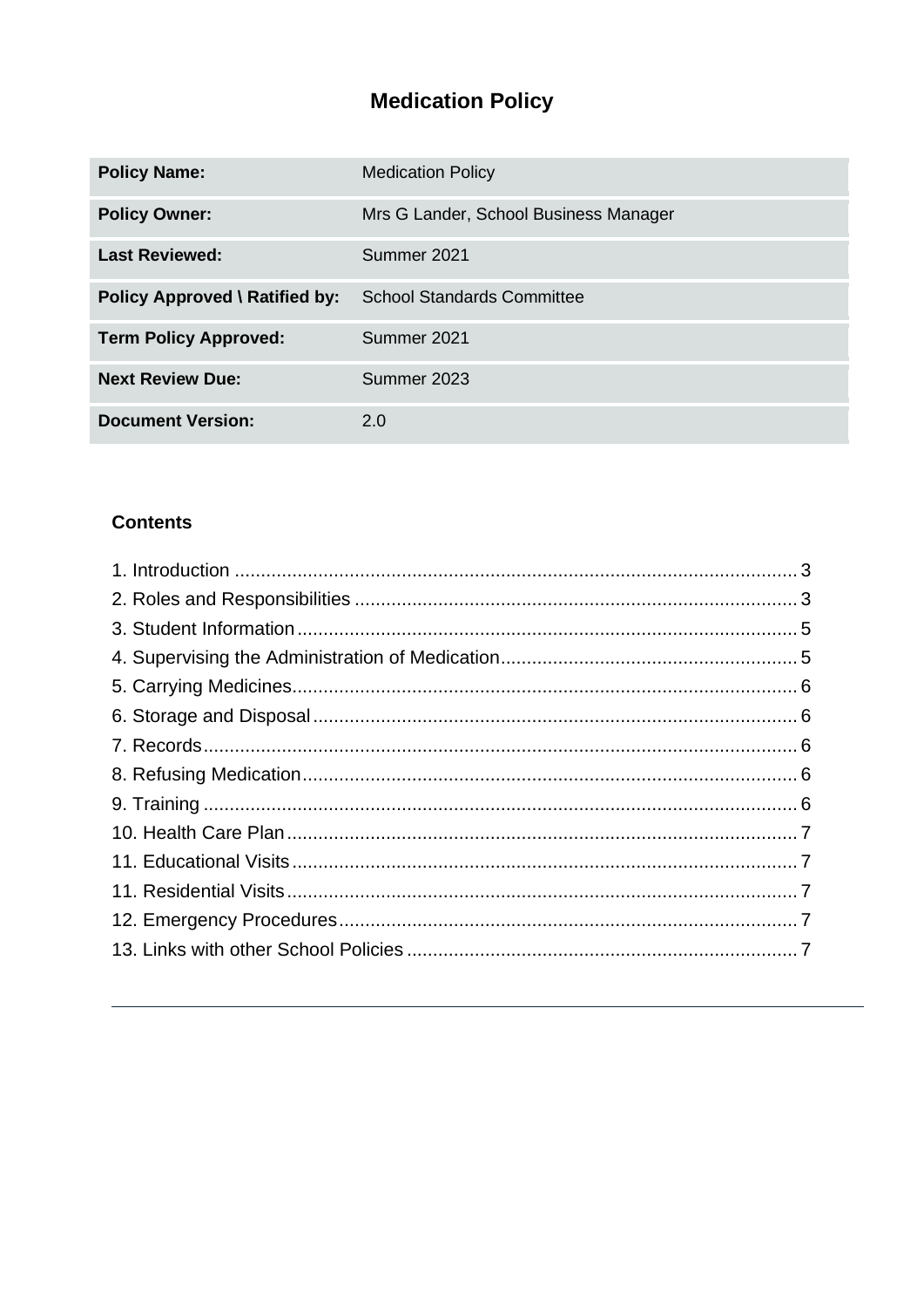# Medication Policy

| Policy Name: | Medication Policy |
| --- | --- |
| Policy Owner: | Mrs G Lander, School Business Manager |
| Last Reviewed: | Summer 2021 |
| Policy Approved \ Ratified by: | School Standards Committee |
| Term Policy Approved: | Summer 2021 |
| Next Review Due: | Summer 2023 |
| Document Version: | 2.0 |

## Contents

1. Introduction ........................................ 3
2. Roles and Responsibilities ........................................ 3
3. Student Information ........................................ 5
4. Supervising the Administration of Medication ........................................ 5
5. Carrying Medicines ........................................ 6
6. Storage and Disposal ........................................ 6
7. Records ........................................ 6
8. Refusing Medication ........................................ 6
9. Training ........................................ 6
10. Health Care Plan ........................................ 7
11. Educational Visits ........................................ 7
11. Residential Visits ........................................ 7
12. Emergency Procedures ........................................ 7
13. Links with other School Policies ........................................ 7

---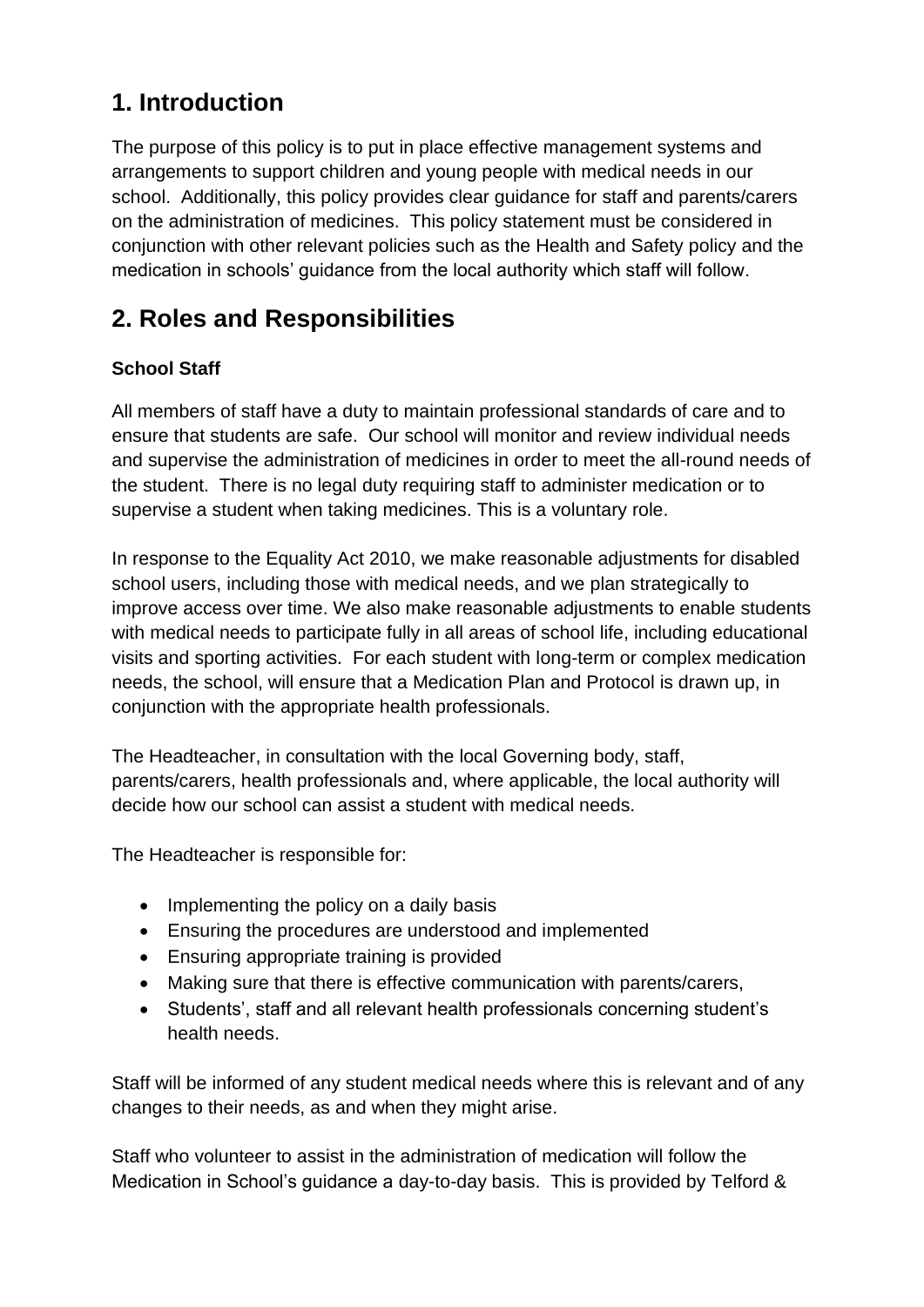## 1. Introduction

The purpose of this policy is to put in place effective management systems and arrangements to support children and young people with medical needs in our school. Additionally, this policy provides clear guidance for staff and parents/carers on the administration of medicines. This policy statement must be considered in conjunction with other relevant policies such as the Health and Safety policy and the medication in schools' guidance from the local authority which staff will follow.

## 2. Roles and Responsibilities

**School Staff**

All members of staff have a duty to maintain professional standards of care and to ensure that students are safe. Our school will monitor and review individual needs and supervise the administration of medicines in order to meet the all-round needs of the student. There is no legal duty requiring staff to administer medication or to supervise a student when taking medicines. This is a voluntary role.

In response to the Equality Act 2010, we make reasonable adjustments for disabled school users, including those with medical needs, and we plan strategically to improve access over time. We also make reasonable adjustments to enable students with medical needs to participate fully in all areas of school life, including educational visits and sporting activities. For each student with long-term or complex medication needs, the school, will ensure that a Medication Plan and Protocol is drawn up, in conjunction with the appropriate health professionals.

The Headteacher, in consultation with the local Governing body, staff, parents/carers, health professionals and, where applicable, the local authority will decide how our school can assist a student with medical needs.

The Headteacher is responsible for:

- Implementing the policy on a daily basis
- Ensuring the procedures are understood and implemented
- Ensuring appropriate training is provided
- Making sure that there is effective communication with parents/carers,
- Students', staff and all relevant health professionals concerning student's health needs.

Staff will be informed of any student medical needs where this is relevant and of any changes to their needs, as and when they might arise.

Staff who volunteer to assist in the administration of medication will follow the Medication in School's guidance a day-to-day basis. This is provided by Telford &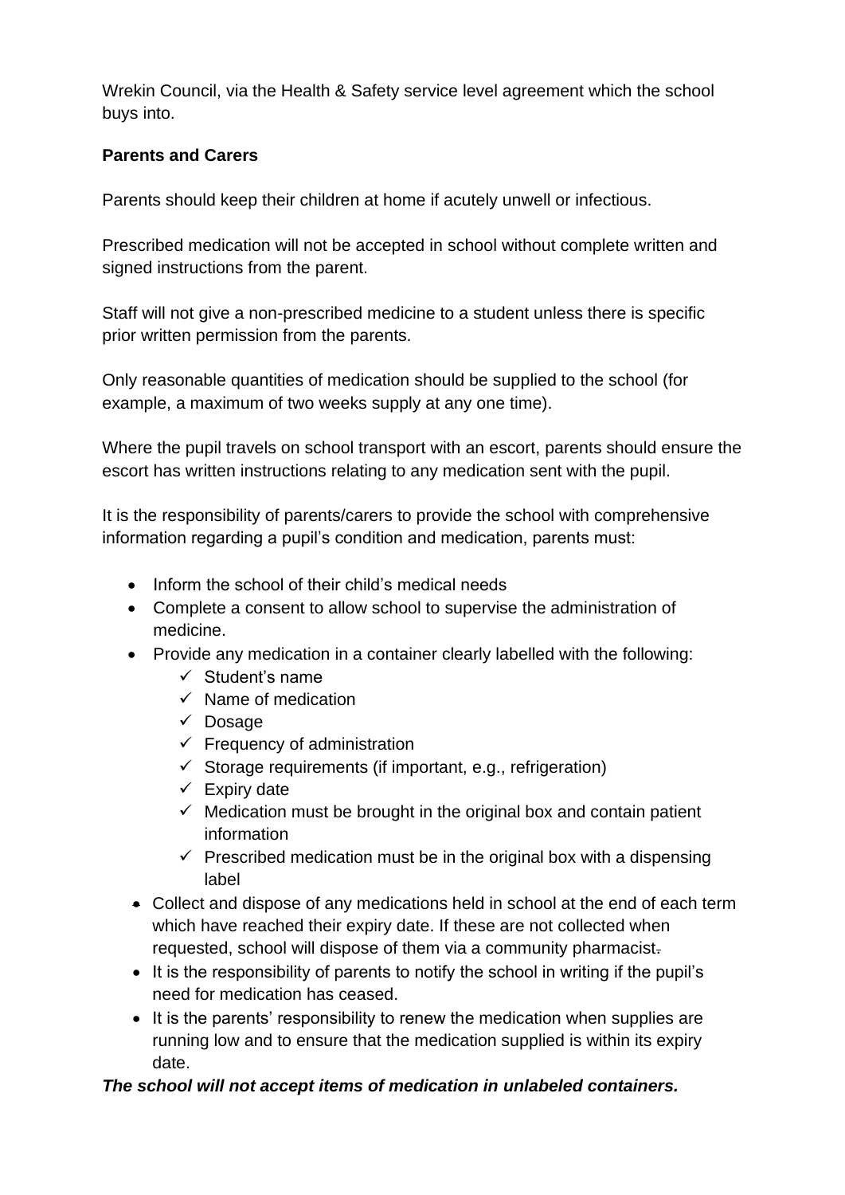Wrekin Council, via the Health & Safety service level agreement which the school buys into.

**Parents and Carers**

Parents should keep their children at home if acutely unwell or infectious.

Prescribed medication will not be accepted in school without complete written and signed instructions from the parent.

Staff will not give a non-prescribed medicine to a student unless there is specific prior written permission from the parents.

Only reasonable quantities of medication should be supplied to the school (for example, a maximum of two weeks supply at any one time).

Where the pupil travels on school transport with an escort, parents should ensure the escort has written instructions relating to any medication sent with the pupil.

It is the responsibility of parents/carers to provide the school with comprehensive information regarding a pupil's condition and medication, parents must:

- Inform the school of their child's medical needs
- Complete a consent to allow school to supervise the administration of medicine.
- Provide any medication in a container clearly labelled with the following:
  - ✓ Student's name
  - ✓ Name of medication
  - ✓ Dosage
  - ✓ Frequency of administration
  - ✓ Storage requirements (if important, e.g., refrigeration)
  - ✓ Expiry date
  - ✓ Medication must be brought in the original box and contain patient information
  - ✓ Prescribed medication must be in the original box with a dispensing label
- Collect and dispose of any medications held in school at the end of each term which have reached their expiry date. If these are not collected when requested, school will dispose of them via a community pharmacist.
- It is the responsibility of parents to notify the school in writing if the pupil's need for medication has ceased.
- It is the parents' responsibility to renew the medication when supplies are running low and to ensure that the medication supplied is within its expiry date.

***The school will not accept items of medication in unlabeled containers.***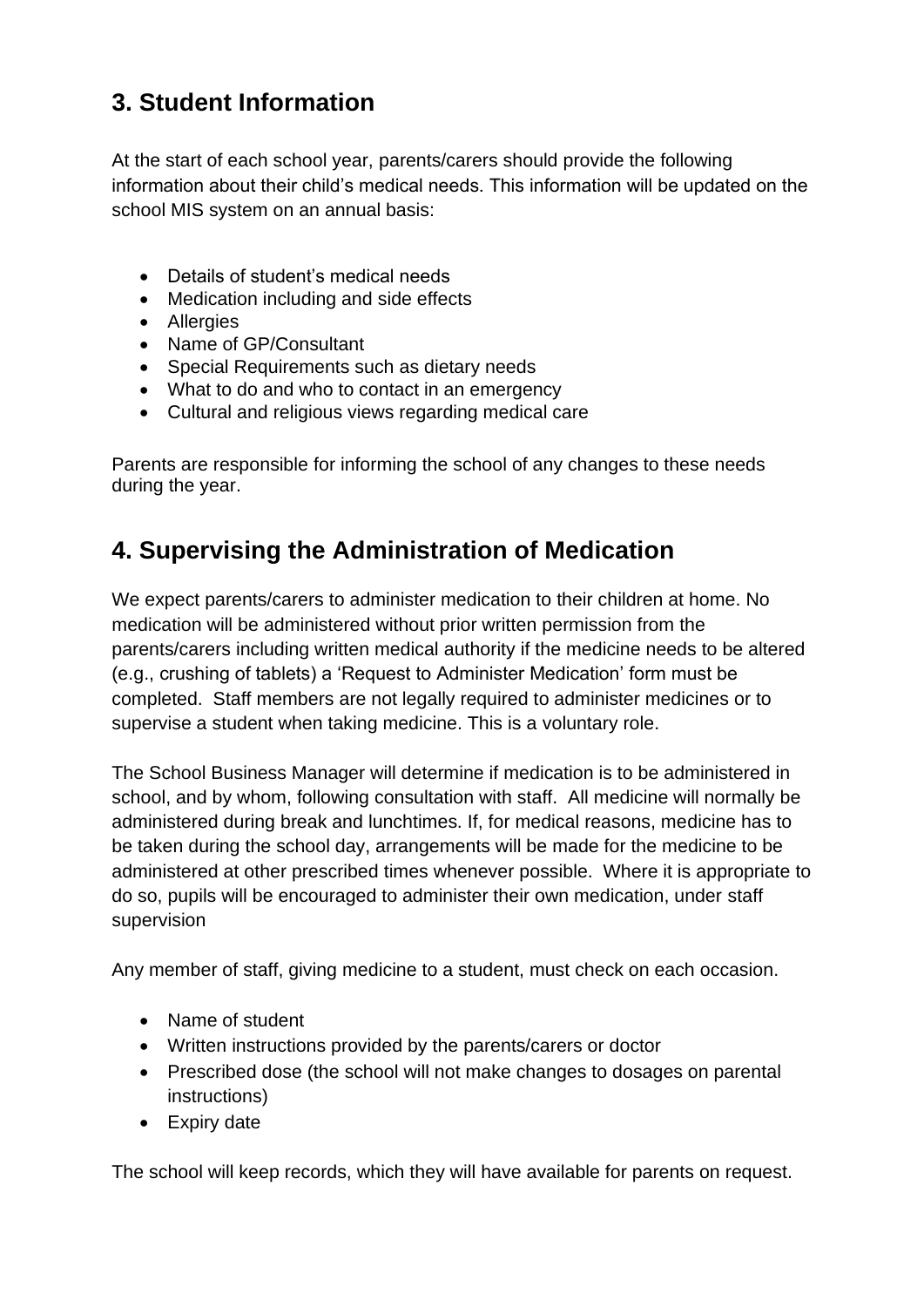## 3. Student Information

At the start of each school year, parents/carers should provide the following information about their child's medical needs. This information will be updated on the school MIS system on an annual basis:

- Details of student's medical needs
- Medication including and side effects
- Allergies
- Name of GP/Consultant
- Special Requirements such as dietary needs
- What to do and who to contact in an emergency
- Cultural and religious views regarding medical care

Parents are responsible for informing the school of any changes to these needs during the year.

## 4. Supervising the Administration of Medication

We expect parents/carers to administer medication to their children at home. No medication will be administered without prior written permission from the parents/carers including written medical authority if the medicine needs to be altered (e.g., crushing of tablets) a 'Request to Administer Medication' form must be completed. Staff members are not legally required to administer medicines or to supervise a student when taking medicine. This is a voluntary role.

The School Business Manager will determine if medication is to be administered in school, and by whom, following consultation with staff. All medicine will normally be administered during break and lunchtimes. If, for medical reasons, medicine has to be taken during the school day, arrangements will be made for the medicine to be administered at other prescribed times whenever possible. Where it is appropriate to do so, pupils will be encouraged to administer their own medication, under staff supervision

Any member of staff, giving medicine to a student, must check on each occasion.

- Name of student
- Written instructions provided by the parents/carers or doctor
- Prescribed dose (the school will not make changes to dosages on parental instructions)
- Expiry date

The school will keep records, which they will have available for parents on request.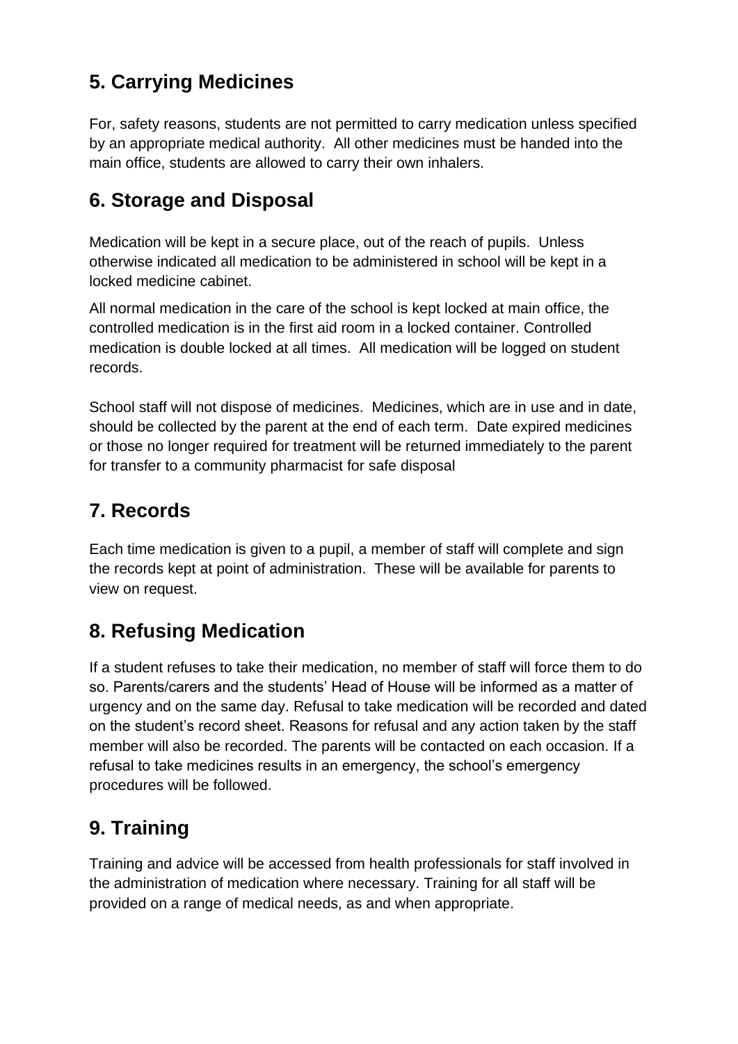## 5. Carrying Medicines

For, safety reasons, students are not permitted to carry medication unless specified by an appropriate medical authority. All other medicines must be handed into the main office, students are allowed to carry their own inhalers.

## 6. Storage and Disposal

Medication will be kept in a secure place, out of the reach of pupils. Unless otherwise indicated all medication to be administered in school will be kept in a locked medicine cabinet.

All normal medication in the care of the school is kept locked at main office, the controlled medication is in the first aid room in a locked container. Controlled medication is double locked at all times. All medication will be logged on student records.

School staff will not dispose of medicines. Medicines, which are in use and in date, should be collected by the parent at the end of each term. Date expired medicines or those no longer required for treatment will be returned immediately to the parent for transfer to a community pharmacist for safe disposal

## 7. Records

Each time medication is given to a pupil, a member of staff will complete and sign the records kept at point of administration. These will be available for parents to view on request.

## 8. Refusing Medication

If a student refuses to take their medication, no member of staff will force them to do so. Parents/carers and the students' Head of House will be informed as a matter of urgency and on the same day. Refusal to take medication will be recorded and dated on the student's record sheet. Reasons for refusal and any action taken by the staff member will also be recorded. The parents will be contacted on each occasion. If a refusal to take medicines results in an emergency, the school's emergency procedures will be followed.

## 9. Training

Training and advice will be accessed from health professionals for staff involved in the administration of medication where necessary. Training for all staff will be provided on a range of medical needs, as and when appropriate.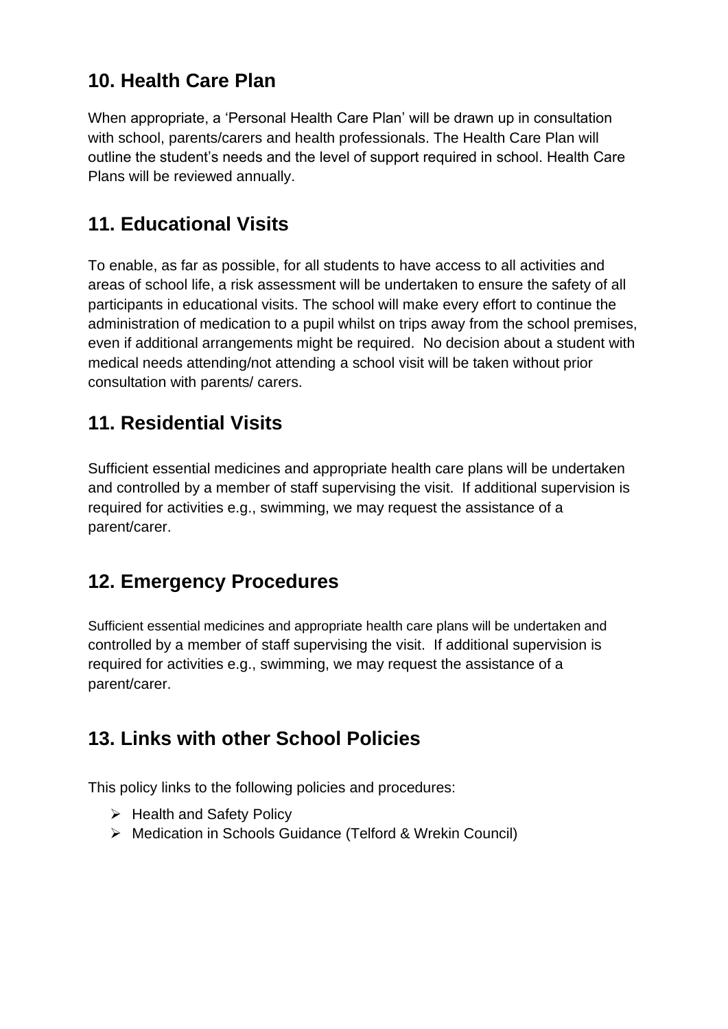## 10. Health Care Plan

When appropriate, a 'Personal Health Care Plan' will be drawn up in consultation with school, parents/carers and health professionals. The Health Care Plan will outline the student's needs and the level of support required in school. Health Care Plans will be reviewed annually.

## 11. Educational Visits

To enable, as far as possible, for all students to have access to all activities and areas of school life, a risk assessment will be undertaken to ensure the safety of all participants in educational visits. The school will make every effort to continue the administration of medication to a pupil whilst on trips away from the school premises, even if additional arrangements might be required. No decision about a student with medical needs attending/not attending a school visit will be taken without prior consultation with parents/ carers.

## 11. Residential Visits

Sufficient essential medicines and appropriate health care plans will be undertaken and controlled by a member of staff supervising the visit. If additional supervision is required for activities e.g., swimming, we may request the assistance of a parent/carer.

## 12. Emergency Procedures

Sufficient essential medicines and appropriate health care plans will be undertaken and controlled by a member of staff supervising the visit. If additional supervision is required for activities e.g., swimming, we may request the assistance of a parent/carer.

## 13. Links with other School Policies

This policy links to the following policies and procedures:

- Health and Safety Policy
- Medication in Schools Guidance (Telford & Wrekin Council)